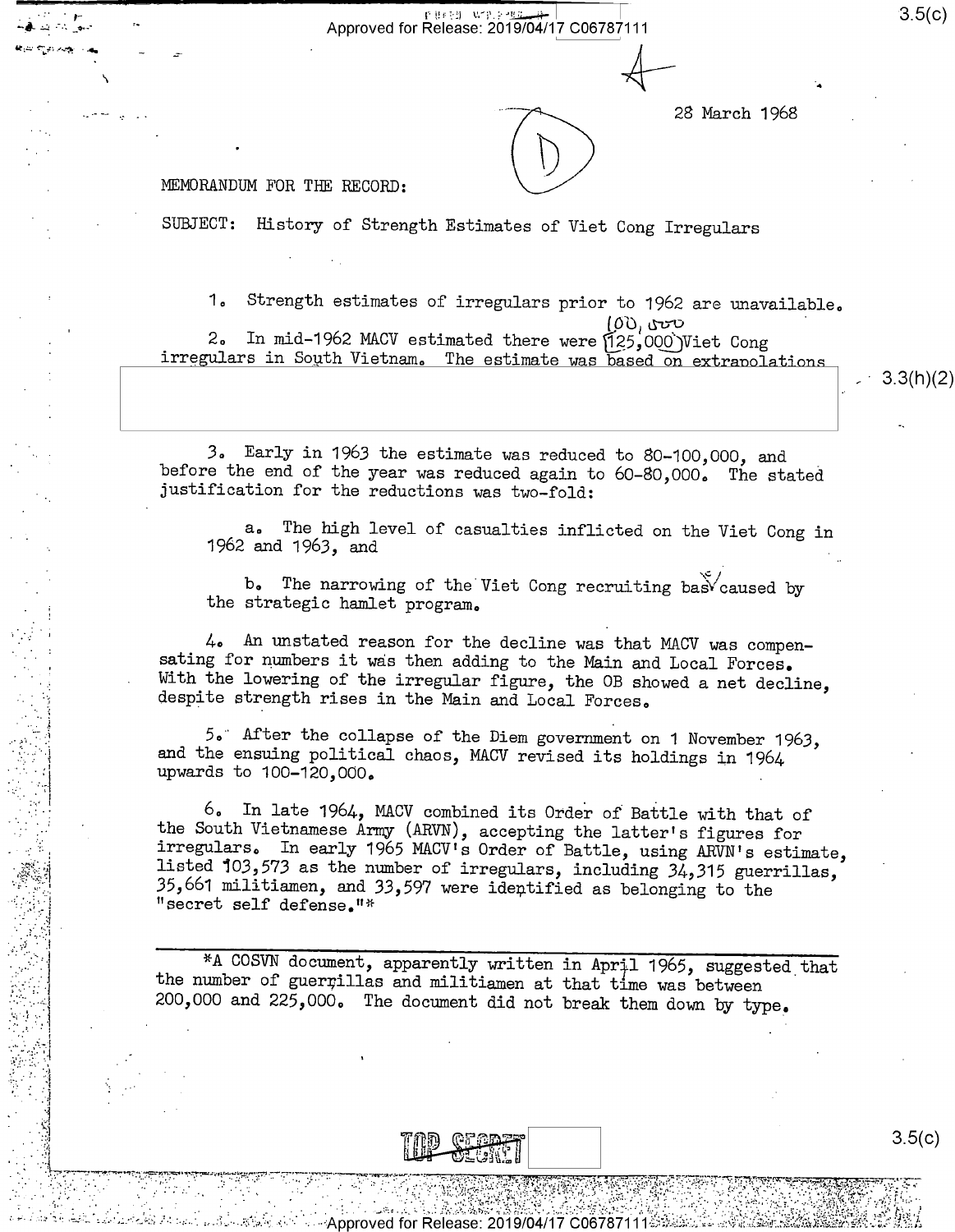28 March 1968

MEMORANDUM FOR THE RECORD:

SUBJECT: History of Strength Estimates of Viet Cong Irregulars

1. Strength estimates of irregulars prior to 1962 are unavailable.

2. In mid-1962 MACV estimated there were 125,000 [100,000] Viet Cong irregulars in South Vietnam. The estimate was based on extrapolations

3. Early in 1963 the estimate was reduced to 80-100,000, and before the end of the year was reduced again to 60-80,000. The stated justification for the reductions was two-fold:

a. The high level of casualties inflicted on the Viet Cong in 1962 and 1963, and

b. The narrowing of the Viet Cong recruiting bas[e] caused by the strategic hamlet program.

4. An unstated reason for the decline was that MACV was compensating for numbers it was then adding to the Main and Local Forces. With the lowering of the irregular figure, the OB showed a net decline, despite strength rises in the Main and Local Forces.

5. After the collapse of the Diem government on 1 November 1963, and the ensuing political chaos, MACV revised its holdings in 1964 upwards to 100-120,000.

6. In late 1964, MACV combined its Order of Battle with that of the South Vietnamese Army (ARVN), accepting the latter's figures for irregulars. In early 1965 MACV's Order of Battle, using ARVN's estimate, listed 103,573 as the number of irregulars, including 34,315 guerrillas, 35,661 militiamen, and 33,597 were identified as belonging to the "secret self defense."*

---

*A COSVN document, apparently written in April 1965, suggested that the number of guerrillas and militiamen at that time was between 200,000 and 225,000. The document did not break them down by type.

TOP SECRET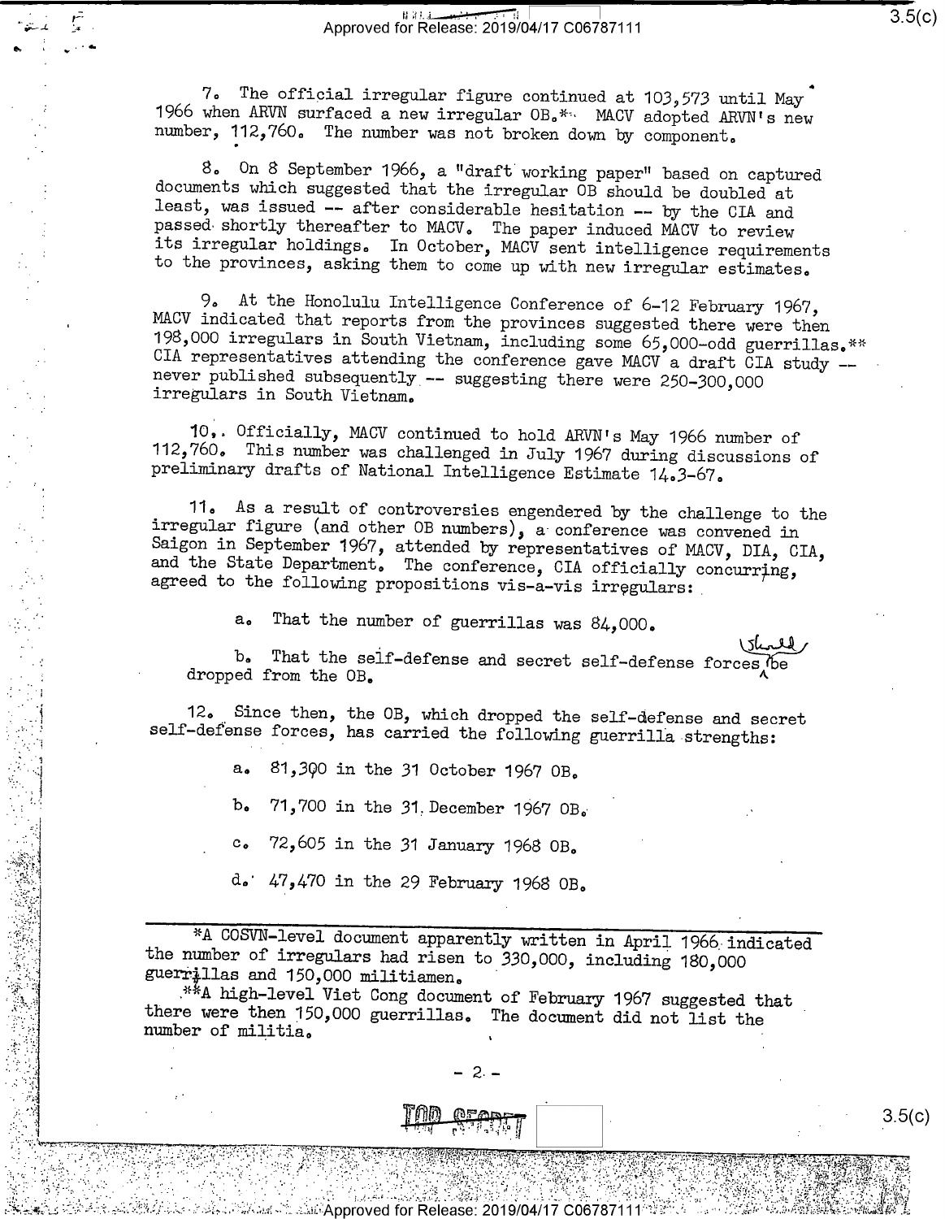7. The official irregular figure continued at 103,573 until May 1966 when ARVN surfaced a new irregular OB.* MACV adopted ARVN's new number, 112,760. The number was not broken down by component.

8. On 8 September 1966, a "draft working paper" based on captured documents which suggested that the irregular OB should be doubled at least, was issued -- after considerable hesitation -- by the CIA and passed shortly thereafter to MACV. The paper induced MACV to review its irregular holdings. In October, MACV sent intelligence requirements to the provinces, asking them to come up with new irregular estimates.

9. At the Honolulu Intelligence Conference of 6-12 February 1967, MACV indicated that reports from the provinces suggested there were then 198,000 irregulars in South Vietnam, including some 65,000-odd guerrillas.** CIA representatives attending the conference gave MACV a draft CIA study -- never published subsequently -- suggesting there were 250-300,000 irregulars in South Vietnam.

10. Officially, MACV continued to hold ARVN's May 1966 number of 112,760. This number was challenged in July 1967 during discussions of preliminary drafts of National Intelligence Estimate 14.3-67.

11. As a result of controversies engendered by the challenge to the irregular figure (and other OB numbers), a conference was convened in Saigon in September 1967, attended by representatives of MACV, DIA, CIA, and the State Department. The conference, CIA officially concurring, agreed to the following propositions vis-a-vis irregulars:

a. That the number of guerrillas was 84,000.

b. That the self-defense and secret self-defense forces [should] be dropped from the OB.

12. Since then, the OB, which dropped the self-defense and secret self-defense forces, has carried the following guerrilla strengths:

a. 81,390 in the 31 October 1967 OB.

b. 71,700 in the 31 December 1967 OB.

c. 72,605 in the 31 January 1968 OB.

d. 47,470 in the 29 February 1968 OB.

---

*A COSVN-level document apparently written in April 1966 indicated the number of irregulars had risen to 330,000, including 180,000 guerrillas and 150,000 militiamen.

**A high-level Viet Cong document of February 1967 suggested that there were then 150,000 guerrillas. The document did not list the number of militia.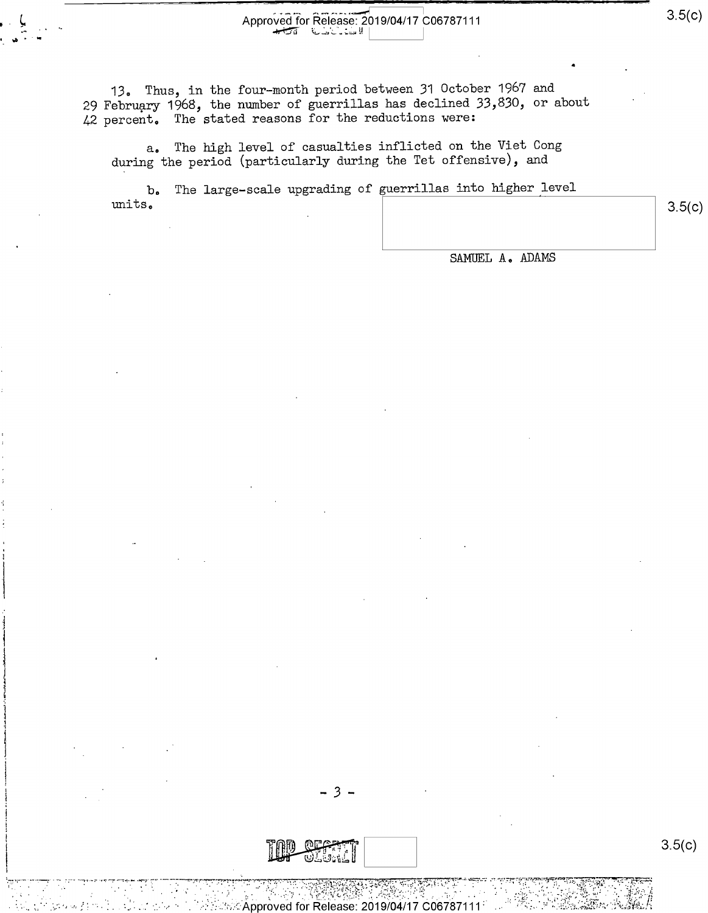13. Thus, in the four-month period between 31 October 1967 and 29 February 1968, the number of guerrillas has declined 33,830, or about 42 percent. The stated reasons for the reductions were:

a. The high level of casualties inflicted on the Viet Cong during the period (particularly during the Tet offensive), and

b. The large-scale upgrading of guerrillas into higher level units.

SAMUEL A. ADAMS